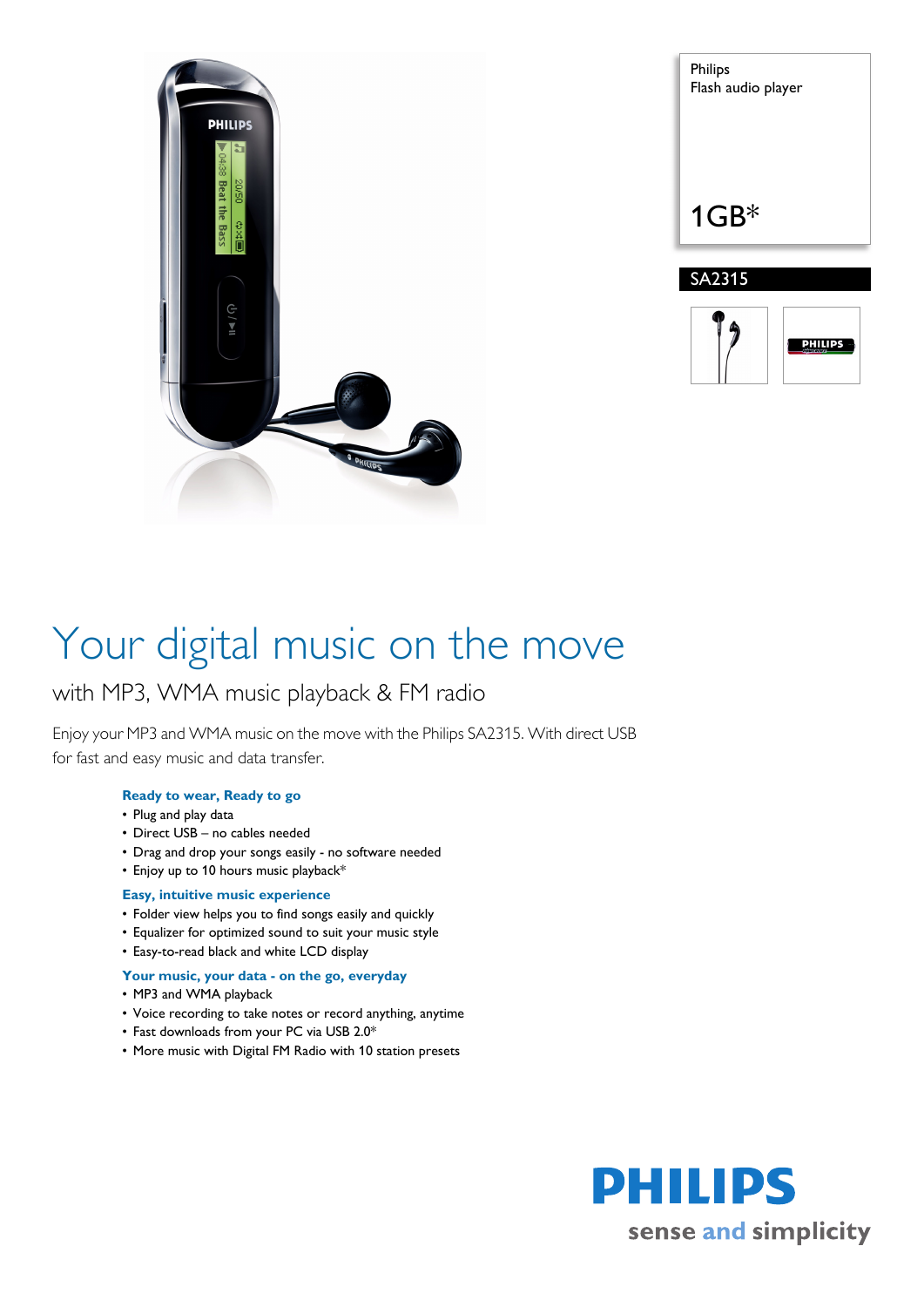Philips
Flash audio player

1GB*

SA2315

# Your digital music on the move

## with MP3, WMA music playback & FM radio

Enjoy your MP3 and WMA music on the move with the Philips SA2315. With direct USB for fast and easy music and data transfer.

### Ready to wear, Ready to go

- Plug and play data
- Direct USB – no cables needed
- Drag and drop your songs easily - no software needed
- Enjoy up to 10 hours music playback*

### Easy, intuitive music experience

- Folder view helps you to find songs easily and quickly
- Equalizer for optimized sound to suit your music style
- Easy-to-read black and white LCD display

### Your music, your data - on the go, everyday

- MP3 and WMA playback
- Voice recording to take notes or record anything, anytime
- Fast downloads from your PC via USB 2.0*
- More music with Digital FM Radio with 10 station presets

PHILIPS
sense and simplicity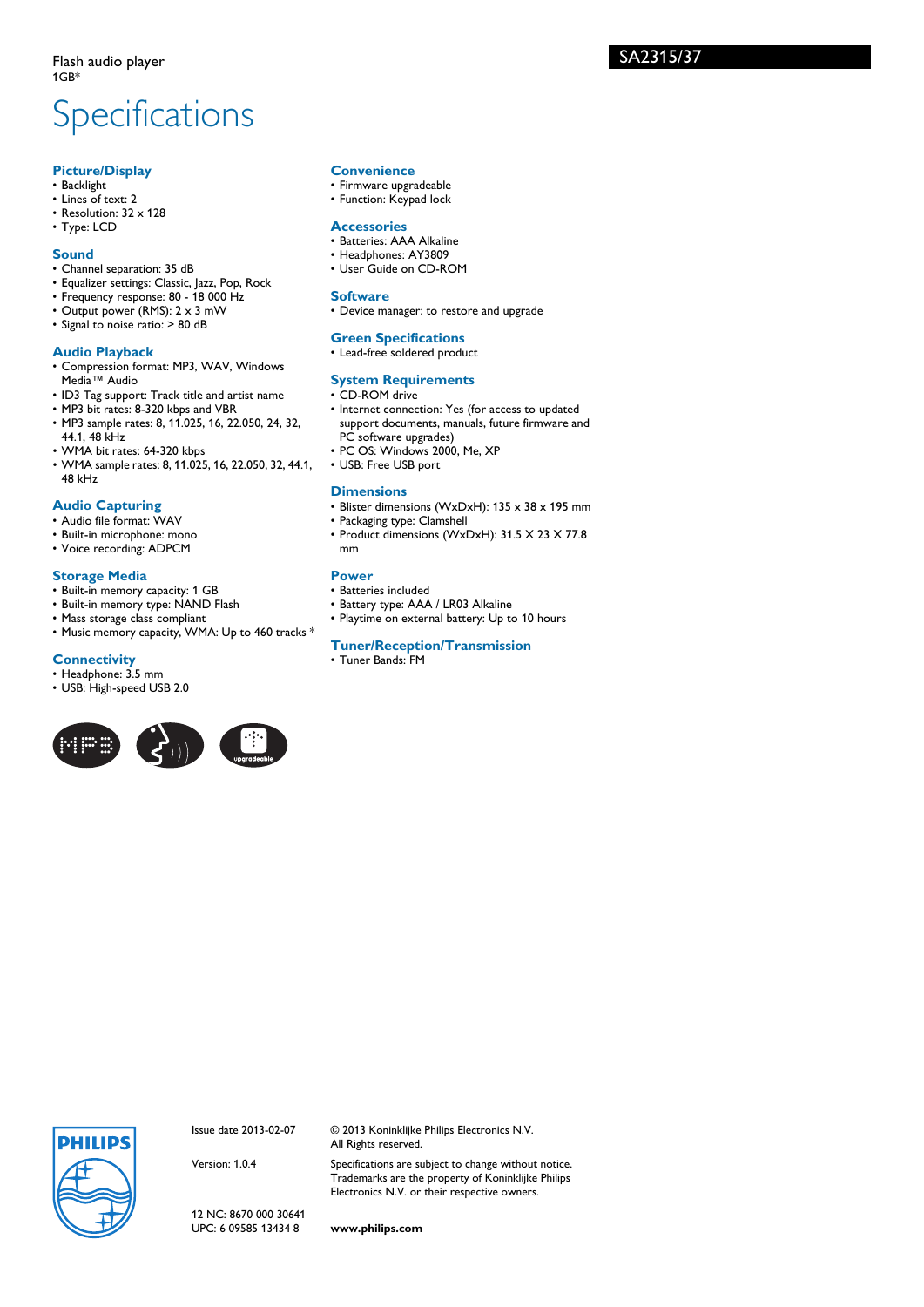Flash audio player
1GB*

SA2315/37

# Specifications

## Picture/Display
- Backlight
- Lines of text: 2
- Resolution: 32 x 128
- Type: LCD

## Sound
- Channel separation: 35 dB
- Equalizer settings: Classic, Jazz, Pop, Rock
- Frequency response: 80 - 18 000 Hz
- Output power (RMS): 2 x 3 mW
- Signal to noise ratio: > 80 dB

## Audio Playback
- Compression format: MP3, WAV, Windows Media™ Audio
- ID3 Tag support: Track title and artist name
- MP3 bit rates: 8-320 kbps and VBR
- MP3 sample rates: 8, 11.025, 16, 22.050, 24, 32, 44.1, 48 kHz
- WMA bit rates: 64-320 kbps
- WMA sample rates: 8, 11.025, 16, 22.050, 32, 44.1, 48 kHz

## Audio Capturing
- Audio file format: WAV
- Built-in microphone: mono
- Voice recording: ADPCM

## Storage Media
- Built-in memory capacity: 1 GB
- Built-in memory type: NAND Flash
- Mass storage class compliant
- Music memory capacity, WMA: Up to 460 tracks *

## Connectivity
- Headphone: 3.5 mm
- USB: High-speed USB 2.0

## Convenience
- Firmware upgradeable
- Function: Keypad lock

## Accessories
- Batteries: AAA Alkaline
- Headphones: AY3809
- User Guide on CD-ROM

## Software
- Device manager: to restore and upgrade

## Green Specifications
- Lead-free soldered product

## System Requirements
- CD-ROM drive
- Internet connection: Yes (for access to updated support documents, manuals, future firmware and PC software upgrades)
- PC OS: Windows 2000, Me, XP
- USB: Free USB port

## Dimensions
- Blister dimensions (WxDxH): 135 x 38 x 195 mm
- Packaging type: Clamshell
- Product dimensions (WxDxH): 31.5 X 23 X 77.8 mm

## Power
- Batteries included
- Battery type: AAA / LR03 Alkaline
- Playtime on external battery: Up to 10 hours

## Tuner/Reception/Transmission
- Tuner Bands: FM

Issue date 2013-02-07

Version: 1.0.4

12 NC: 8670 000 30641
UPC: 6 09585 13434 8

© 2013 Koninklijke Philips Electronics N.V.
All Rights reserved.

Specifications are subject to change without notice. Trademarks are the property of Koninklijke Philips Electronics N.V. or their respective owners.

www.philips.com